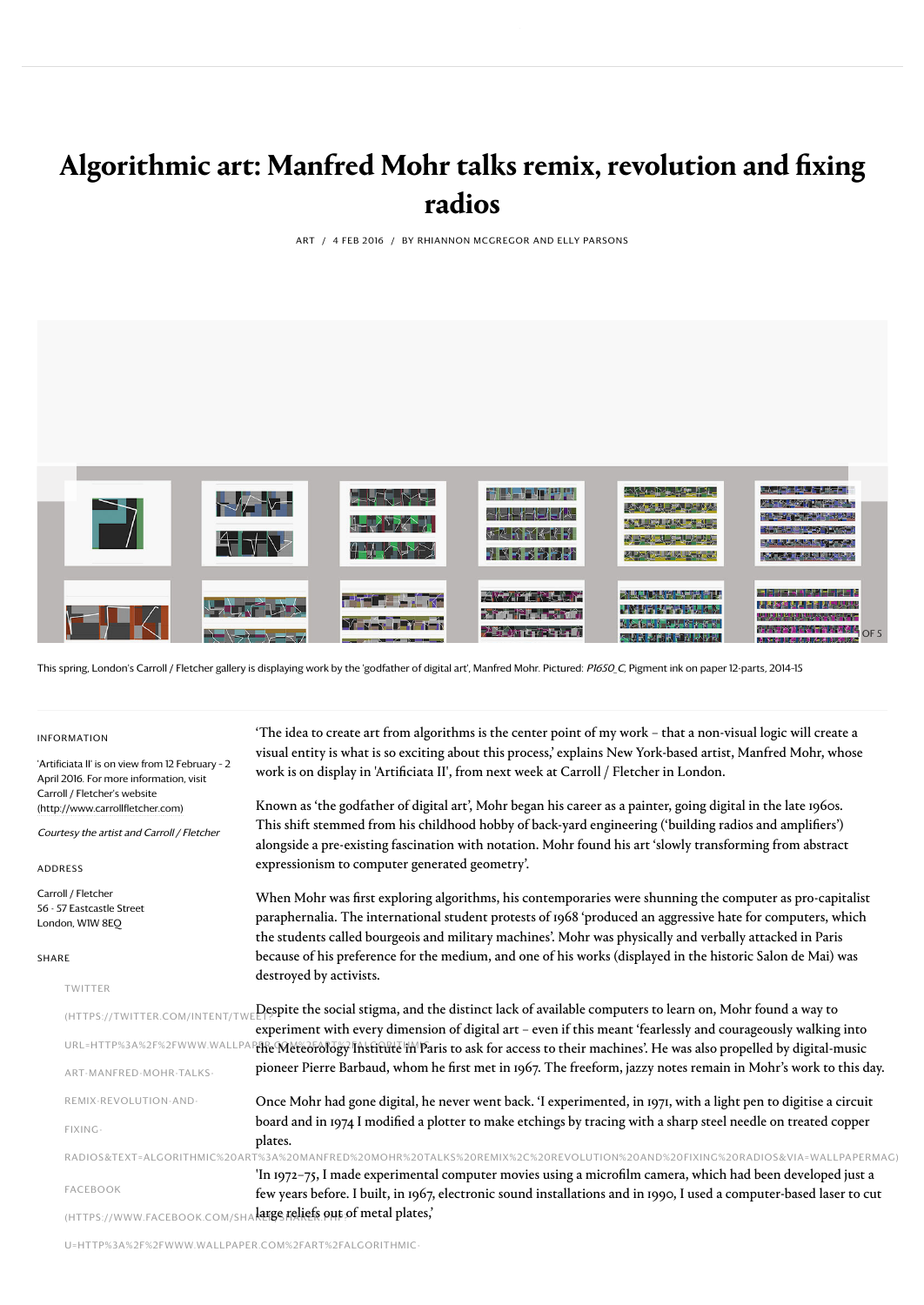# Algorithmic art: Manfred Mohr talks remix, revolution and fixing radios

ART / 4 FEB 2016 / BY RHIANNON MCGREGOR AND ELLY PARSONS

This spring, London's Carroll / Fletcher gallery is displaying work by the 'godfather of digital art', Manfred Mohr. Pictured: *P1650_C*, Pigment ink on paper 12-parts, 2014-15

INFORMATION

'Artificiata II' is on view from 12 February - 2 April 2016. For more information, visit Carroll / Fletcher's website (http://www.carrollfletcher.com)

*Courtesy the artist and Carroll / Fletcher*

ADDRESS

Carroll / Fletcher
56 - 57 Eastcastle Street
London, W1W 8EQ

SHARE

TWITTER (HTTPS://TWITTER.COM/INTENT/TWEET?URL=HTTP%3A%2F%2FWWW.WALLPAPER.COM%2FART%2FALGORITHMIC-ART-MANFRED-MOHR-TALKS-REMIX-REVOLUTION-AND-FIXING-RADIOS&TEXT=ALGORITHMIC%20ART%3A%20MANFRED%20MOHR%20TALKS%20REMIX%2C%20REVOLUTION%20AND%20FIXING%20RADIOS&VIA=WALLPAPERMAG)

FACEBOOK (HTTPS://WWW.FACEBOOK.COM/SHARER/SHARER.PHP?U=HTTP%3A%2F%2FWWW.WALLPAPER.COM%2FART%2FALGORITHMIC-

'The idea to create art from algorithms is the center point of my work – that a non-visual logic will create a visual entity is what is so exciting about this process,' explains New York-based artist, Manfred Mohr, whose work is on display in 'Artificiata II', from next week at Carroll / Fletcher in London.

Known as 'the godfather of digital art', Mohr began his career as a painter, going digital in the late 1960s. This shift stemmed from his childhood hobby of back-yard engineering ('building radios and amplifiers') alongside a pre-existing fascination with notation. Mohr found his art 'slowly transforming from abstract expressionism to computer generated geometry'.

When Mohr was first exploring algorithms, his contemporaries were shunning the computer as pro-capitalist paraphernalia. The international student protests of 1968 'produced an aggressive hate for computers, which the students called bourgeois and military machines'. Mohr was physically and verbally attacked in Paris because of his preference for the medium, and one of his works (displayed in the historic Salon de Mai) was destroyed by activists.

Despite the social stigma, and the distinct lack of available computers to learn on, Mohr found a way to experiment with every dimension of digital art – even if this meant 'fearlessly and courageously walking into the Meteorology Institute in Paris to ask for access to their machines'. He was also propelled by digital-music pioneer Pierre Barbaud, whom he first met in 1967. The freeform, jazzy notes remain in Mohr's work to this day.

Once Mohr had gone digital, he never went back. 'I experimented, in 1971, with a light pen to digitise a circuit board and in 1974 I modified a plotter to make etchings by tracing with a sharp steel needle on treated copper plates.

'In 1972–75, I made experimental computer movies using a microfilm camera, which had been developed just a few years before. I built, in 1967, electronic sound installations and in 1990, I used a computer-based laser to cut large reliefs out of metal plates,'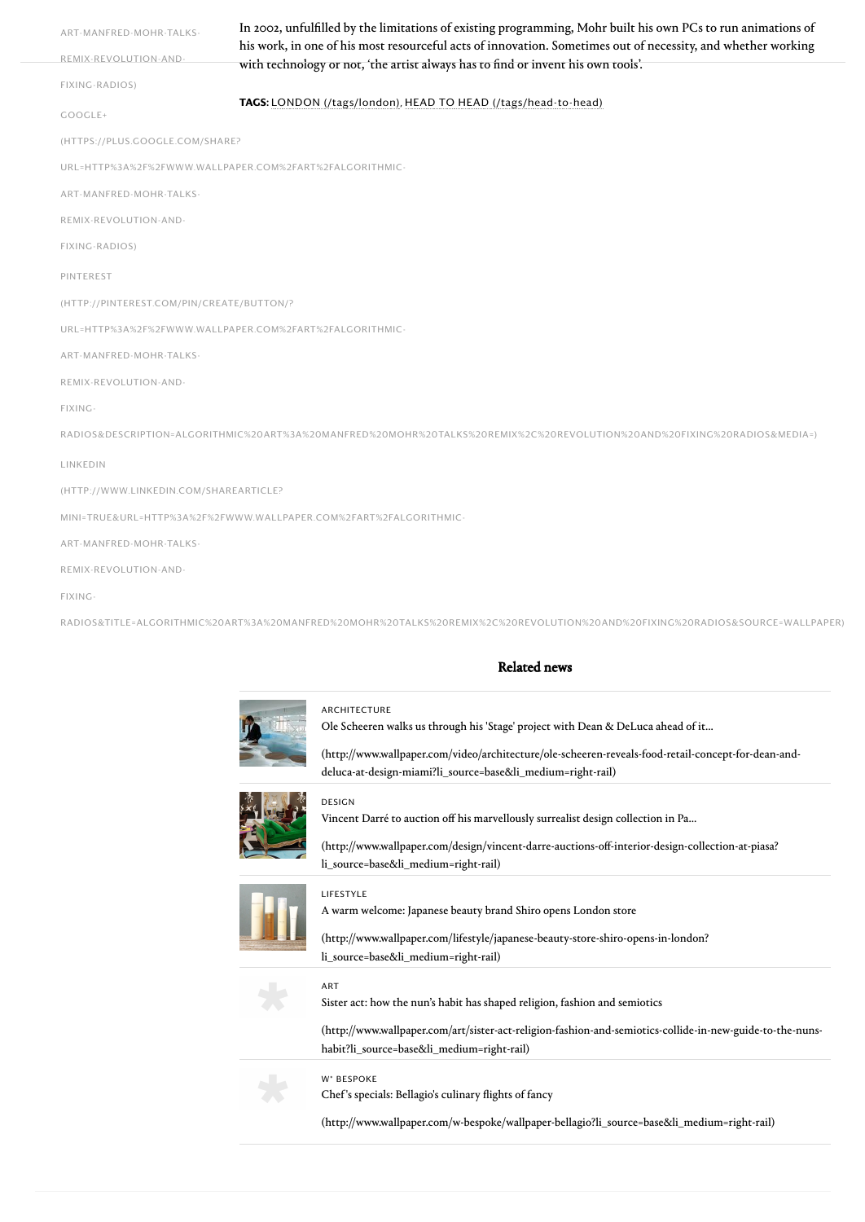ART-MANFRED-MOHR-TALKS-REMIX-REVOLUTION-AND-FIXING-RADIOS)

In 2002, unfulfilled by the limitations of existing programming, Mohr built his own PCs to run animations of his work, in one of his most resourceful acts of innovation. Sometimes out of necessity, and whether working with technology or not, 'the artist always has to find or invent his own tools'.

**TAGS:** LONDON (/tags/london), HEAD TO HEAD (/tags/head-to-head)

GOOGLE+ (HTTPS://PLUS.GOOGLE.COM/SHARE?URL=HTTP%3A%2F%2FWWW.WALLPAPER.COM%2FART%2FALGORITHMIC-ART-MANFRED-MOHR-TALKS-REMIX-REVOLUTION-AND-FIXING-RADIOS)

PINTEREST (HTTP://PINTEREST.COM/PIN/CREATE/BUTTON/?URL=HTTP%3A%2F%2FWWW.WALLPAPER.COM%2FART%2FALGORITHMIC-ART-MANFRED-MOHR-TALKS-REMIX-REVOLUTION-AND-FIXING-RADIOS&DESCRIPTION=ALGORITHMIC%20ART%3A%20MANFRED%20MOHR%20TALKS%20REMIX%2C%20REVOLUTION%20AND%20FIXING%20RADIOS&MEDIA=)

LINKEDIN (HTTP://WWW.LINKEDIN.COM/SHAREARTICLE?MINI=TRUE&URL=HTTP%3A%2F%2FWWW.WALLPAPER.COM%2FART%2FALGORITHMIC-ART-MANFRED-MOHR-TALKS-REMIX-REVOLUTION-AND-FIXING-RADIOS&TITLE=ALGORITHMIC%20ART%3A%20MANFRED%20MOHR%20TALKS%20REMIX%2C%20REVOLUTION%20AND%20FIXING%20RADIOS&SOURCE=WALLPAPER)

## Related news

ARCHITECTURE
Ole Scheeren walks us through his 'Stage' project with Dean & DeLuca ahead of it...

(http://www.wallpaper.com/video/architecture/ole-scheeren-reveals-food-retail-concept-for-dean-and-deluca-at-design-miami?li_source=base&li_medium=right-rail)

DESIGN
Vincent Darré to auction off his marvellously surrealist design collection in Pa...

(http://www.wallpaper.com/design/vincent-darre-auctions-off-interior-design-collection-at-piasa?li_source=base&li_medium=right-rail)

LIFESTYLE
A warm welcome: Japanese beauty brand Shiro opens London store

(http://www.wallpaper.com/lifestyle/japanese-beauty-store-shiro-opens-in-london?li_source=base&li_medium=right-rail)

ART
Sister act: how the nun's habit has shaped religion, fashion and semiotics

(http://www.wallpaper.com/art/sister-act-religion-fashion-and-semiotics-collide-in-new-guide-to-the-nuns-habit?li_source=base&li_medium=right-rail)

W* BESPOKE
Chef's specials: Bellagio's culinary flights of fancy

(http://www.wallpaper.com/w-bespoke/wallpaper-bellagio?li_source=base&li_medium=right-rail)